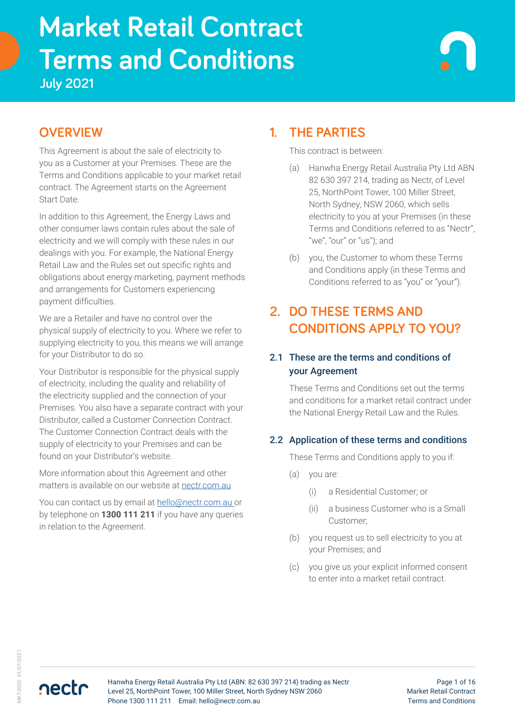# Market Retail Contract Terms and Conditions

**July 2021**

## OVERVIEW

This Agreement is about the sale of electricity to you as a Customer at your Premises. These are the Terms and Conditions applicable to your market retail contract. The Agreement starts on the Agreement Start Date.

In addition to this Agreement, the Energy Laws and other consumer laws contain rules about the sale of electricity and we will comply with these rules in our dealings with you. For example, the National Energy Retail Law and the Rules set out specific rights and obligations about energy marketing, payment methods and arrangements for Customers experiencing payment difficulties.

We are a Retailer and have no control over the physical supply of electricity to you. Where we refer to supplying electricity to you, this means we will arrange for your Distributor to do so.

Your Distributor is responsible for the physical supply of electricity, including the quality and reliability of the electricity supplied and the connection of your Premises. You also have a separate contract with your Distributor, called a Customer Connection Contract. The Customer Connection Contract deals with the supply of electricity to your Premises and can be found on your Distributor's website.

More information about this Agreement and other matters is available on our website at nectr.com.au

You can contact us by email at hello@nectr.com.au or by telephone on **1300 111 211** if you have any queries in relation to the Agreement.

## 1. THE PARTIES

This contract is between:

(a) Hanwha Energy Retail Australia Pty Ltd ABN 82 630 397 214, trading as Nectr, of Level 25, NorthPoint Tower, 100 Miller Street, North Sydney, NSW 2060, which sells electricity to you at your Premises (in these Terms and Conditions referred to as "Nectr", "we", "our" or "us"); and

(b) you, the Customer to whom these Terms and Conditions apply (in these Terms and Conditions referred to as "you" or "your").

## 2. DO THESE TERMS AND CONDITIONS APPLY TO YOU?

### 2.1 These are the terms and conditions of your Agreement

These Terms and Conditions set out the terms and conditions for a market retail contract under the National Energy Retail Law and the Rules.

### 2.2 Application of these terms and conditions

These Terms and Conditions apply to you if:

(a) you are:

(i) a Residential Customer; or

(ii) a business Customer who is a Small Customer;

(b) you request us to sell electricity to you at your Premises; and

(c) you give us your explicit informed consent to enter into a market retail contract.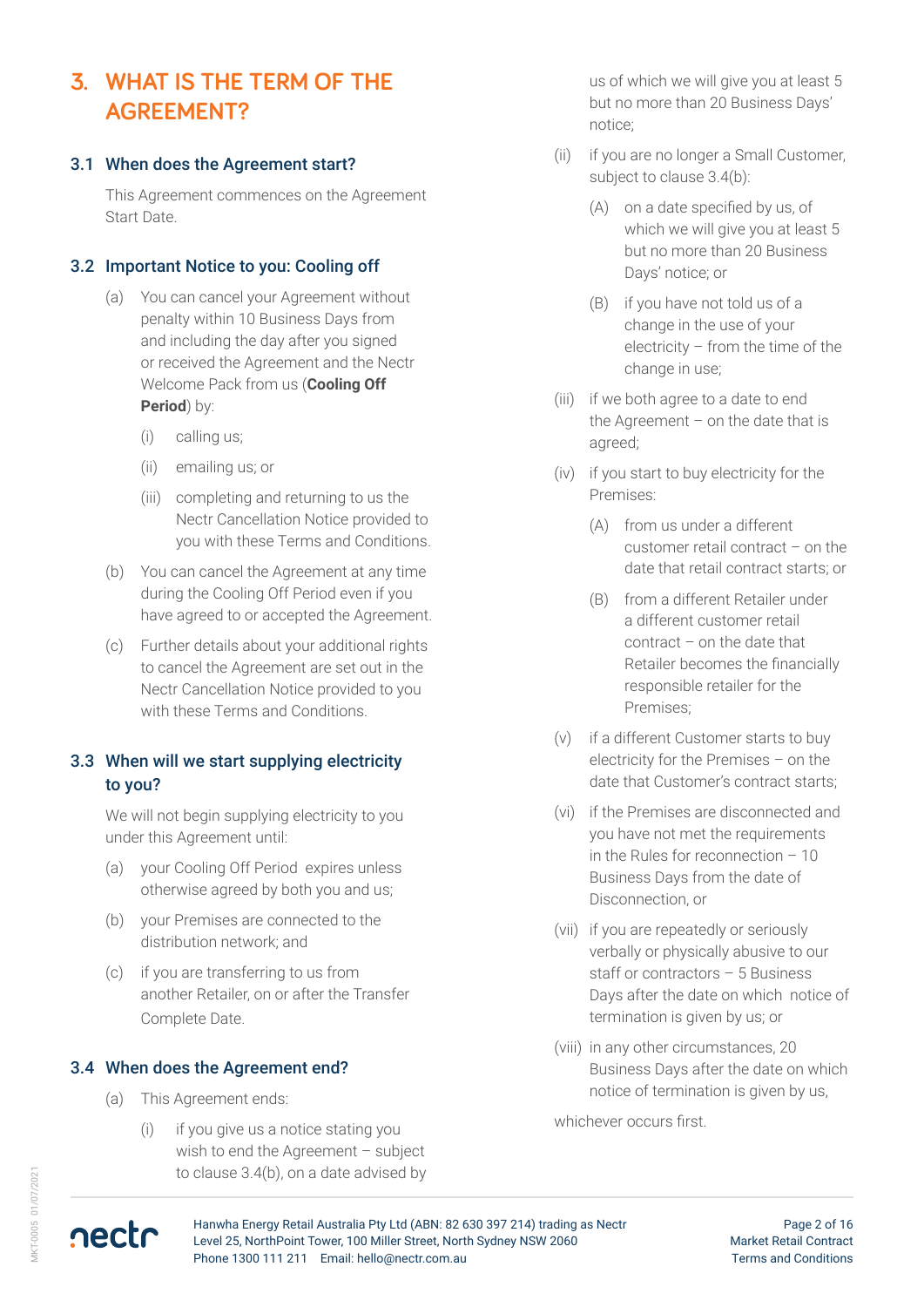# 3. WHAT IS THE TERM OF THE AGREEMENT?

## 3.1 When does the Agreement start?

This Agreement commences on the Agreement Start Date.

## 3.2 Important Notice to you: Cooling off

(a) You can cancel your Agreement without penalty within 10 Business Days from and including the day after you signed or received the Agreement and the Nectr Welcome Pack from us (**Cooling Off Period**) by:

  (i) calling us;

  (ii) emailing us; or

  (iii) completing and returning to us the Nectr Cancellation Notice provided to you with these Terms and Conditions.

(b) You can cancel the Agreement at any time during the Cooling Off Period even if you have agreed to or accepted the Agreement.

(c) Further details about your additional rights to cancel the Agreement are set out in the Nectr Cancellation Notice provided to you with these Terms and Conditions.

## 3.3 When will we start supplying electricity to you?

We will not begin supplying electricity to you under this Agreement until:

(a) your Cooling Off Period expires unless otherwise agreed by both you and us;

(b) your Premises are connected to the distribution network; and

(c) if you are transferring to us from another Retailer, on or after the Transfer Complete Date.

## 3.4 When does the Agreement end?

(a) This Agreement ends:

  (i) if you give us a notice stating you wish to end the Agreement – subject to clause 3.4(b), on a date advised by us of which we will give you at least 5 but no more than 20 Business Days' notice;

  (ii) if you are no longer a Small Customer, subject to clause 3.4(b):

    (A) on a date specified by us, of which we will give you at least 5 but no more than 20 Business Days' notice; or

    (B) if you have not told us of a change in the use of your electricity – from the time of the change in use;

  (iii) if we both agree to a date to end the Agreement – on the date that is agreed;

  (iv) if you start to buy electricity for the Premises:

    (A) from us under a different customer retail contract – on the date that retail contract starts; or

    (B) from a different Retailer under a different customer retail contract – on the date that Retailer becomes the financially responsible retailer for the Premises;

  (v) if a different Customer starts to buy electricity for the Premises – on the date that Customer's contract starts;

  (vi) if the Premises are disconnected and you have not met the requirements in the Rules for reconnection – 10 Business Days from the date of Disconnection, or

  (vii) if you are repeatedly or seriously verbally or physically abusive to our staff or contractors – 5 Business Days after the date on which notice of termination is given by us; or

  (viii) in any other circumstances, 20 Business Days after the date on which notice of termination is given by us,

whichever occurs first.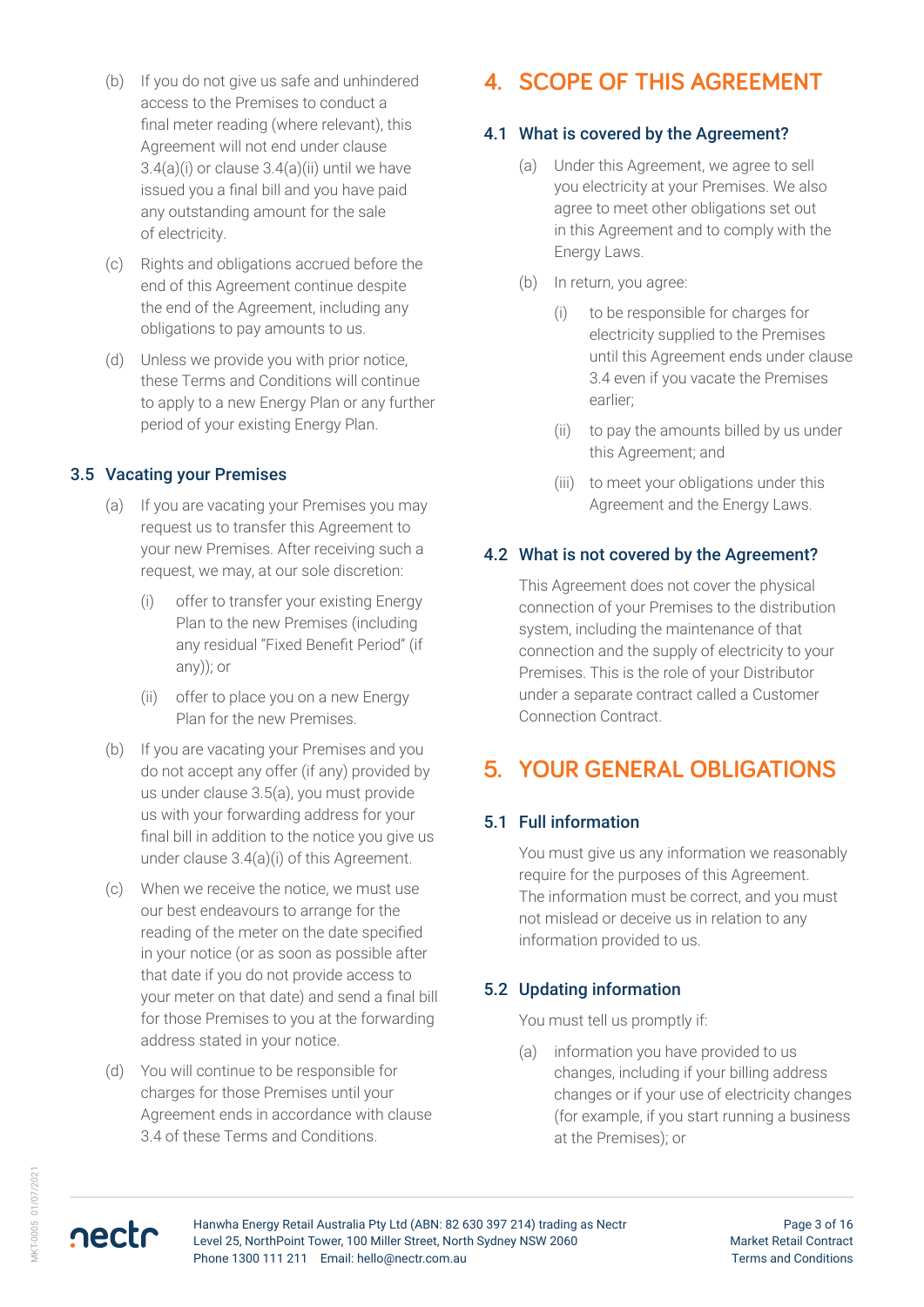(b) If you do not give us safe and unhindered access to the Premises to conduct a final meter reading (where relevant), this Agreement will not end under clause 3.4(a)(i) or clause 3.4(a)(ii) until we have issued you a final bill and you have paid any outstanding amount for the sale of electricity.

(c) Rights and obligations accrued before the end of this Agreement continue despite the end of the Agreement, including any obligations to pay amounts to us.

(d) Unless we provide you with prior notice, these Terms and Conditions will continue to apply to a new Energy Plan or any further period of your existing Energy Plan.

### 3.5 Vacating your Premises

(a) If you are vacating your Premises you may request us to transfer this Agreement to your new Premises. After receiving such a request, we may, at our sole discretion:

(i) offer to transfer your existing Energy Plan to the new Premises (including any residual "Fixed Benefit Period" (if any)); or

(ii) offer to place you on a new Energy Plan for the new Premises.

(b) If you are vacating your Premises and you do not accept any offer (if any) provided by us under clause 3.5(a), you must provide us with your forwarding address for your final bill in addition to the notice you give us under clause 3.4(a)(i) of this Agreement.

(c) When we receive the notice, we must use our best endeavours to arrange for the reading of the meter on the date specified in your notice (or as soon as possible after that date if you do not provide access to your meter on that date) and send a final bill for those Premises to you at the forwarding address stated in your notice.

(d) You will continue to be responsible for charges for those Premises until your Agreement ends in accordance with clause 3.4 of these Terms and Conditions.

## 4. SCOPE OF THIS AGREEMENT

### 4.1 What is covered by the Agreement?

(a) Under this Agreement, we agree to sell you electricity at your Premises. We also agree to meet other obligations set out in this Agreement and to comply with the Energy Laws.

(b) In return, you agree:

(i) to be responsible for charges for electricity supplied to the Premises until this Agreement ends under clause 3.4 even if you vacate the Premises earlier;

(ii) to pay the amounts billed by us under this Agreement; and

(iii) to meet your obligations under this Agreement and the Energy Laws.

### 4.2 What is not covered by the Agreement?

This Agreement does not cover the physical connection of your Premises to the distribution system, including the maintenance of that connection and the supply of electricity to your Premises. This is the role of your Distributor under a separate contract called a Customer Connection Contract.

## 5. YOUR GENERAL OBLIGATIONS

### 5.1 Full information

You must give us any information we reasonably require for the purposes of this Agreement. The information must be correct, and you must not mislead or deceive us in relation to any information provided to us.

### 5.2 Updating information

You must tell us promptly if:

(a) information you have provided to us changes, including if your billing address changes or if your use of electricity changes (for example, if you start running a business at the Premises); or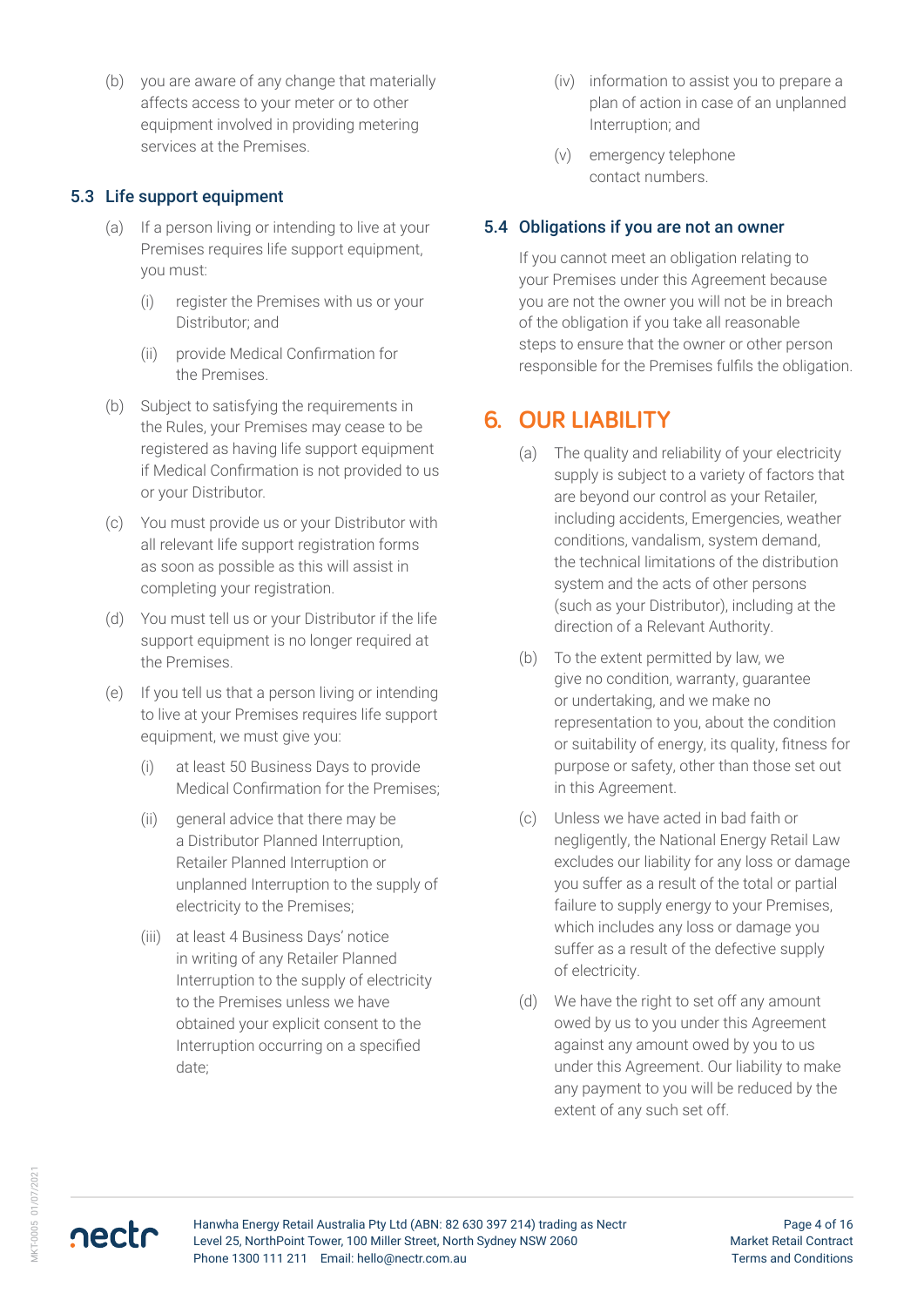(b) you are aware of any change that materially affects access to your meter or to other equipment involved in providing metering services at the Premises.

### 5.3 Life support equipment

(a) If a person living or intending to live at your Premises requires life support equipment, you must:

(i) register the Premises with us or your Distributor; and

(ii) provide Medical Confirmation for the Premises.

(b) Subject to satisfying the requirements in the Rules, your Premises may cease to be registered as having life support equipment if Medical Confirmation is not provided to us or your Distributor.

(c) You must provide us or your Distributor with all relevant life support registration forms as soon as possible as this will assist in completing your registration.

(d) You must tell us or your Distributor if the life support equipment is no longer required at the Premises.

(e) If you tell us that a person living or intending to live at your Premises requires life support equipment, we must give you:

(i) at least 50 Business Days to provide Medical Confirmation for the Premises;

(ii) general advice that there may be a Distributor Planned Interruption, Retailer Planned Interruption or unplanned Interruption to the supply of electricity to the Premises;

(iii) at least 4 Business Days' notice in writing of any Retailer Planned Interruption to the supply of electricity to the Premises unless we have obtained your explicit consent to the Interruption occurring on a specified date;

(iv) information to assist you to prepare a plan of action in case of an unplanned Interruption; and

(v) emergency telephone contact numbers.

### 5.4 Obligations if you are not an owner

If you cannot meet an obligation relating to your Premises under this Agreement because you are not the owner you will not be in breach of the obligation if you take all reasonable steps to ensure that the owner or other person responsible for the Premises fulfils the obligation.

## 6. OUR LIABILITY

(a) The quality and reliability of your electricity supply is subject to a variety of factors that are beyond our control as your Retailer, including accidents, Emergencies, weather conditions, vandalism, system demand, the technical limitations of the distribution system and the acts of other persons (such as your Distributor), including at the direction of a Relevant Authority.

(b) To the extent permitted by law, we give no condition, warranty, guarantee or undertaking, and we make no representation to you, about the condition or suitability of energy, its quality, fitness for purpose or safety, other than those set out in this Agreement.

(c) Unless we have acted in bad faith or negligently, the National Energy Retail Law excludes our liability for any loss or damage you suffer as a result of the total or partial failure to supply energy to your Premises, which includes any loss or damage you suffer as a result of the defective supply of electricity.

(d) We have the right to set off any amount owed by us to you under this Agreement against any amount owed by you to us under this Agreement. Our liability to make any payment to you will be reduced by the extent of any such set off.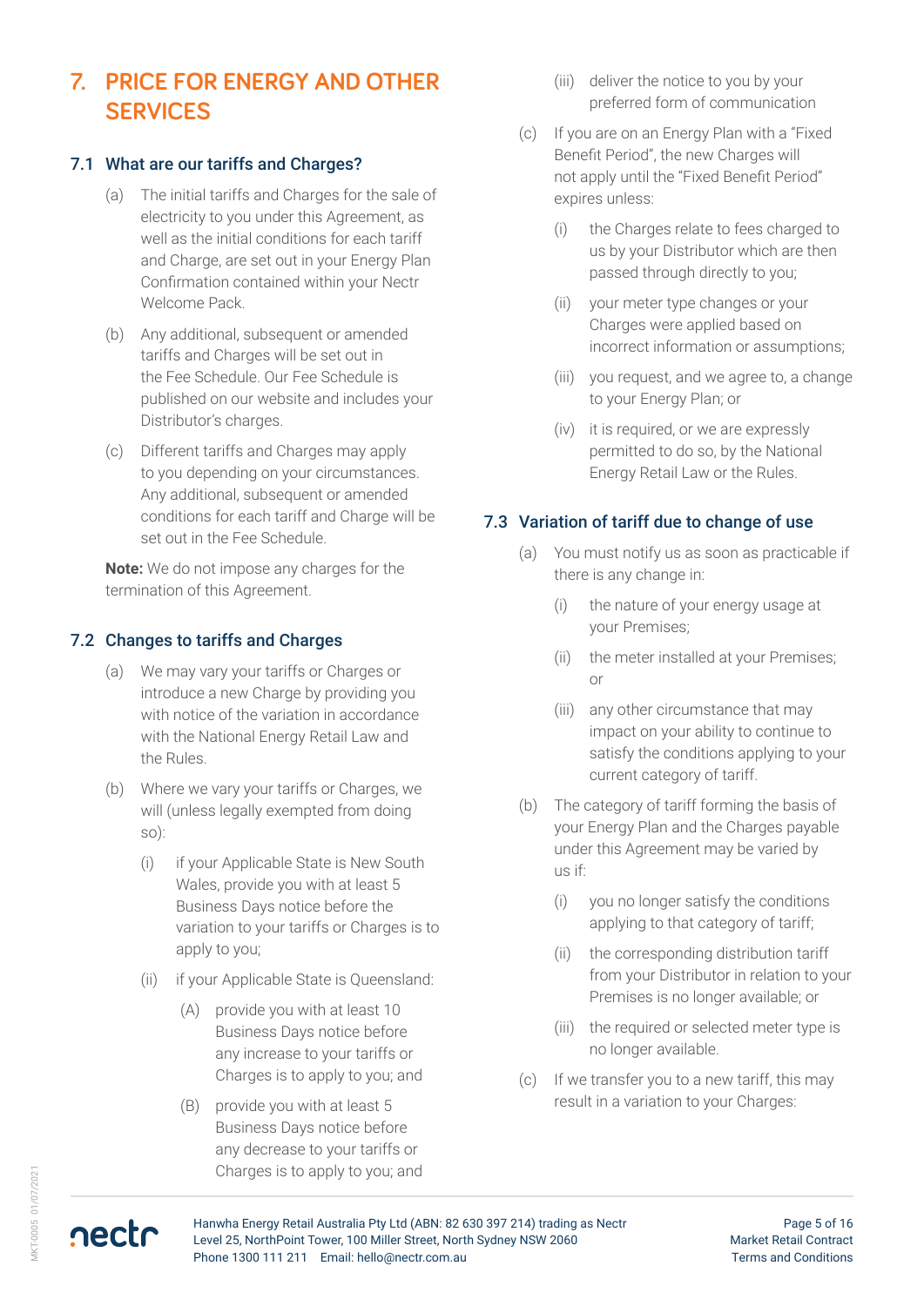# 7. PRICE FOR ENERGY AND OTHER SERVICES

## 7.1 What are our tariffs and Charges?

(a) The initial tariffs and Charges for the sale of electricity to you under this Agreement, as well as the initial conditions for each tariff and Charge, are set out in your Energy Plan Confirmation contained within your Nectr Welcome Pack.

(b) Any additional, subsequent or amended tariffs and Charges will be set out in the Fee Schedule. Our Fee Schedule is published on our website and includes your Distributor's charges.

(c) Different tariffs and Charges may apply to you depending on your circumstances. Any additional, subsequent or amended conditions for each tariff and Charge will be set out in the Fee Schedule.

**Note:** We do not impose any charges for the termination of this Agreement.

## 7.2 Changes to tariffs and Charges

(a) We may vary your tariffs or Charges or introduce a new Charge by providing you with notice of the variation in accordance with the National Energy Retail Law and the Rules.

(b) Where we vary your tariffs or Charges, we will (unless legally exempted from doing so):

(i) if your Applicable State is New South Wales, provide you with at least 5 Business Days notice before the variation to your tariffs or Charges is to apply to you;

(ii) if your Applicable State is Queensland:

(A) provide you with at least 10 Business Days notice before any increase to your tariffs or Charges is to apply to you; and

(B) provide you with at least 5 Business Days notice before any decrease to your tariffs or Charges is to apply to you; and

(iii) deliver the notice to you by your preferred form of communication

(c) If you are on an Energy Plan with a "Fixed Benefit Period", the new Charges will not apply until the "Fixed Benefit Period" expires unless:

(i) the Charges relate to fees charged to us by your Distributor which are then passed through directly to you;

(ii) your meter type changes or your Charges were applied based on incorrect information or assumptions;

(iii) you request, and we agree to, a change to your Energy Plan; or

(iv) it is required, or we are expressly permitted to do so, by the National Energy Retail Law or the Rules.

## 7.3 Variation of tariff due to change of use

(a) You must notify us as soon as practicable if there is any change in:

(i) the nature of your energy usage at your Premises;

(ii) the meter installed at your Premises; or

(iii) any other circumstance that may impact on your ability to continue to satisfy the conditions applying to your current category of tariff.

(b) The category of tariff forming the basis of your Energy Plan and the Charges payable under this Agreement may be varied by us if:

(i) you no longer satisfy the conditions applying to that category of tariff;

(ii) the corresponding distribution tariff from your Distributor in relation to your Premises is no longer available; or

(iii) the required or selected meter type is no longer available.

(c) If we transfer you to a new tariff, this may result in a variation to your Charges: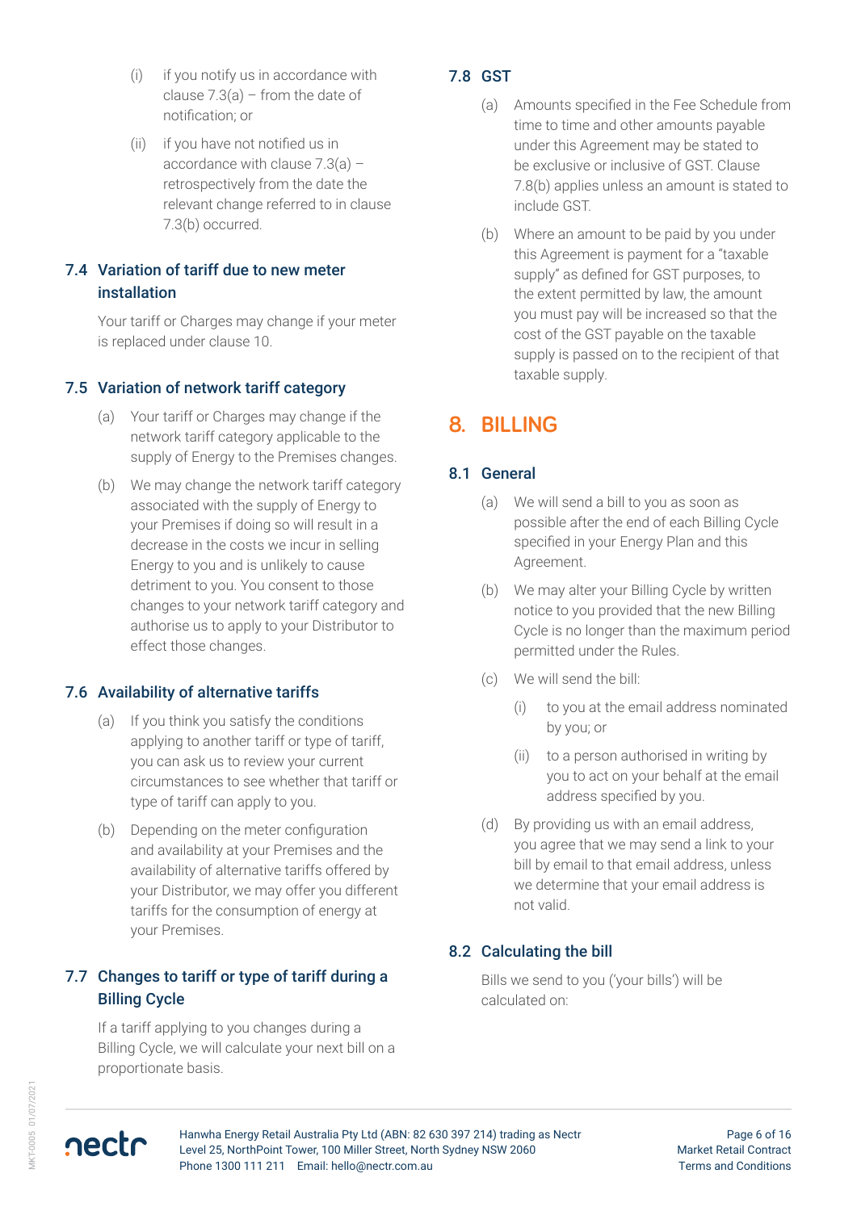(i) if you notify us in accordance with clause 7.3(a) – from the date of notification; or

(ii) if you have not notified us in accordance with clause 7.3(a) – retrospectively from the date the relevant change referred to in clause 7.3(b) occurred.

### 7.4 Variation of tariff due to new meter installation

Your tariff or Charges may change if your meter is replaced under clause 10.

### 7.5 Variation of network tariff category

(a) Your tariff or Charges may change if the network tariff category applicable to the supply of Energy to the Premises changes.

(b) We may change the network tariff category associated with the supply of Energy to your Premises if doing so will result in a decrease in the costs we incur in selling Energy to you and is unlikely to cause detriment to you. You consent to those changes to your network tariff category and authorise us to apply to your Distributor to effect those changes.

### 7.6 Availability of alternative tariffs

(a) If you think you satisfy the conditions applying to another tariff or type of tariff, you can ask us to review your current circumstances to see whether that tariff or type of tariff can apply to you.

(b) Depending on the meter configuration and availability at your Premises and the availability of alternative tariffs offered by your Distributor, we may offer you different tariffs for the consumption of energy at your Premises.

### 7.7 Changes to tariff or type of tariff during a Billing Cycle

If a tariff applying to you changes during a Billing Cycle, we will calculate your next bill on a proportionate basis.

### 7.8 GST

(a) Amounts specified in the Fee Schedule from time to time and other amounts payable under this Agreement may be stated to be exclusive or inclusive of GST. Clause 7.8(b) applies unless an amount is stated to include GST.

(b) Where an amount to be paid by you under this Agreement is payment for a "taxable supply" as defined for GST purposes, to the extent permitted by law, the amount you must pay will be increased so that the cost of the GST payable on the taxable supply is passed on to the recipient of that taxable supply.

## 8. BILLING

### 8.1 General

(a) We will send a bill to you as soon as possible after the end of each Billing Cycle specified in your Energy Plan and this Agreement.

(b) We may alter your Billing Cycle by written notice to you provided that the new Billing Cycle is no longer than the maximum period permitted under the Rules.

(c) We will send the bill:

(i) to you at the email address nominated by you; or

(ii) to a person authorised in writing by you to act on your behalf at the email address specified by you.

(d) By providing us with an email address, you agree that we may send a link to your bill by email to that email address, unless we determine that your email address is not valid.

### 8.2 Calculating the bill

Bills we send to you ('your bills') will be calculated on: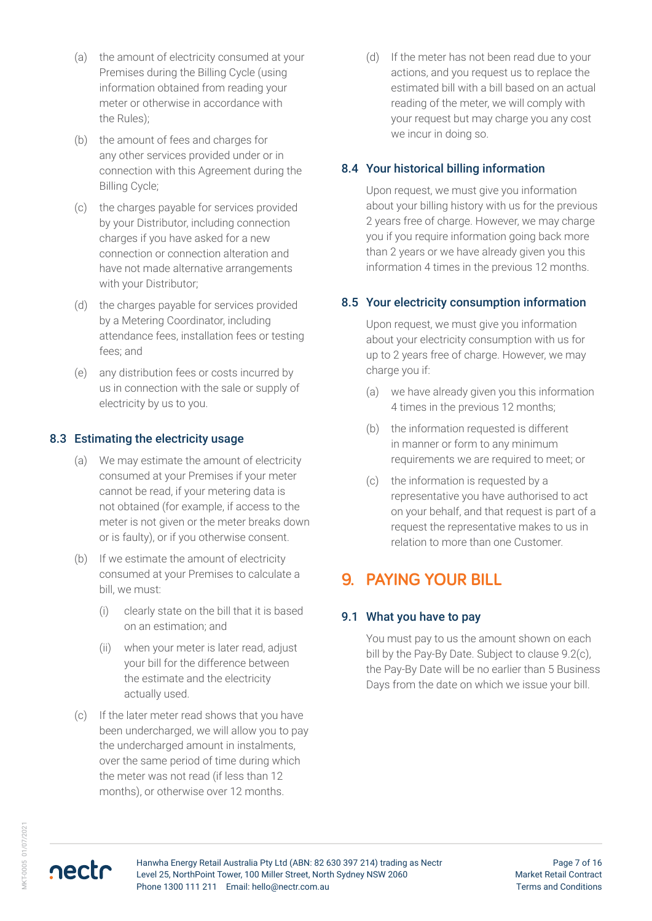(a) the amount of electricity consumed at your Premises during the Billing Cycle (using information obtained from reading your meter or otherwise in accordance with the Rules);

(b) the amount of fees and charges for any other services provided under or in connection with this Agreement during the Billing Cycle;

(c) the charges payable for services provided by your Distributor, including connection charges if you have asked for a new connection or connection alteration and have not made alternative arrangements with your Distributor;

(d) the charges payable for services provided by a Metering Coordinator, including attendance fees, installation fees or testing fees; and

(e) any distribution fees or costs incurred by us in connection with the sale or supply of electricity by us to you.

### 8.3 Estimating the electricity usage

(a) We may estimate the amount of electricity consumed at your Premises if your meter cannot be read, if your metering data is not obtained (for example, if access to the meter is not given or the meter breaks down or is faulty), or if you otherwise consent.

(b) If we estimate the amount of electricity consumed at your Premises to calculate a bill, we must:

(i) clearly state on the bill that it is based on an estimation; and

(ii) when your meter is later read, adjust your bill for the difference between the estimate and the electricity actually used.

(c) If the later meter read shows that you have been undercharged, we will allow you to pay the undercharged amount in instalments, over the same period of time during which the meter was not read (if less than 12 months), or otherwise over 12 months.

(d) If the meter has not been read due to your actions, and you request us to replace the estimated bill with a bill based on an actual reading of the meter, we will comply with your request but may charge you any cost we incur in doing so.

### 8.4 Your historical billing information

Upon request, we must give you information about your billing history with us for the previous 2 years free of charge. However, we may charge you if you require information going back more than 2 years or we have already given you this information 4 times in the previous 12 months.

### 8.5 Your electricity consumption information

Upon request, we must give you information about your electricity consumption with us for up to 2 years free of charge. However, we may charge you if:

(a) we have already given you this information 4 times in the previous 12 months;

(b) the information requested is different in manner or form to any minimum requirements we are required to meet; or

(c) the information is requested by a representative you have authorised to act on your behalf, and that request is part of a request the representative makes to us in relation to more than one Customer.

## 9. PAYING YOUR BILL

### 9.1 What you have to pay

You must pay to us the amount shown on each bill by the Pay-By Date. Subject to clause 9.2(c), the Pay-By Date will be no earlier than 5 Business Days from the date on which we issue your bill.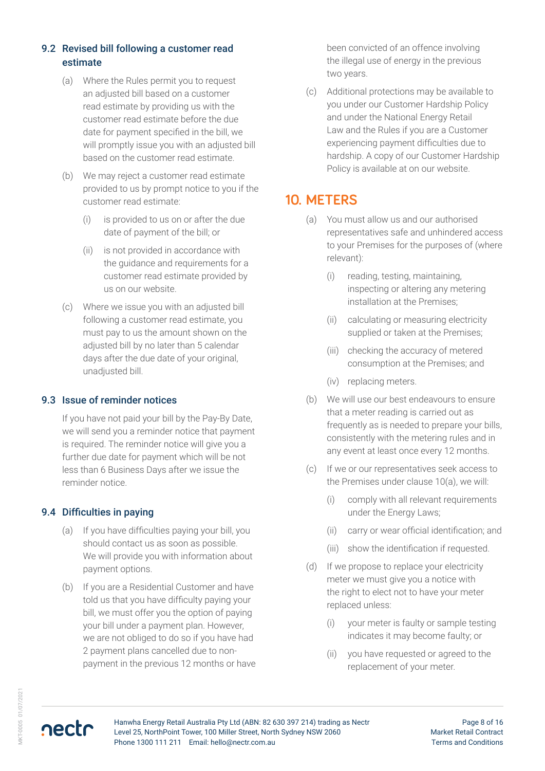### 9.2 Revised bill following a customer read estimate

(a) Where the Rules permit you to request an adjusted bill based on a customer read estimate by providing us with the customer read estimate before the due date for payment specified in the bill, we will promptly issue you with an adjusted bill based on the customer read estimate.

(b) We may reject a customer read estimate provided to us by prompt notice to you if the customer read estimate:

(i) is provided to us on or after the due date of payment of the bill; or

(ii) is not provided in accordance with the guidance and requirements for a customer read estimate provided by us on our website.

(c) Where we issue you with an adjusted bill following a customer read estimate, you must pay to us the amount shown on the adjusted bill by no later than 5 calendar days after the due date of your original, unadjusted bill.

### 9.3 Issue of reminder notices

If you have not paid your bill by the Pay-By Date, we will send you a reminder notice that payment is required. The reminder notice will give you a further due date for payment which will be not less than 6 Business Days after we issue the reminder notice.

### 9.4 Difficulties in paying

(a) If you have difficulties paying your bill, you should contact us as soon as possible. We will provide you with information about payment options.

(b) If you are a Residential Customer and have told us that you have difficulty paying your bill, we must offer you the option of paying your bill under a payment plan. However, we are not obliged to do so if you have had 2 payment plans cancelled due to non-payment in the previous 12 months or have been convicted of an offence involving the illegal use of energy in the previous two years.

(c) Additional protections may be available to you under our Customer Hardship Policy and under the National Energy Retail Law and the Rules if you are a Customer experiencing payment difficulties due to hardship. A copy of our Customer Hardship Policy is available at on our website.

## 10. METERS

(a) You must allow us and our authorised representatives safe and unhindered access to your Premises for the purposes of (where relevant):

(i) reading, testing, maintaining, inspecting or altering any metering installation at the Premises;

(ii) calculating or measuring electricity supplied or taken at the Premises;

(iii) checking the accuracy of metered consumption at the Premises; and

(iv) replacing meters.

(b) We will use our best endeavours to ensure that a meter reading is carried out as frequently as is needed to prepare your bills, consistently with the metering rules and in any event at least once every 12 months.

(c) If we or our representatives seek access to the Premises under clause 10(a), we will:

(i) comply with all relevant requirements under the Energy Laws;

(ii) carry or wear official identification; and

(iii) show the identification if requested.

(d) If we propose to replace your electricity meter we must give you a notice with the right to elect not to have your meter replaced unless:

(i) your meter is faulty or sample testing indicates it may become faulty; or

(ii) you have requested or agreed to the replacement of your meter.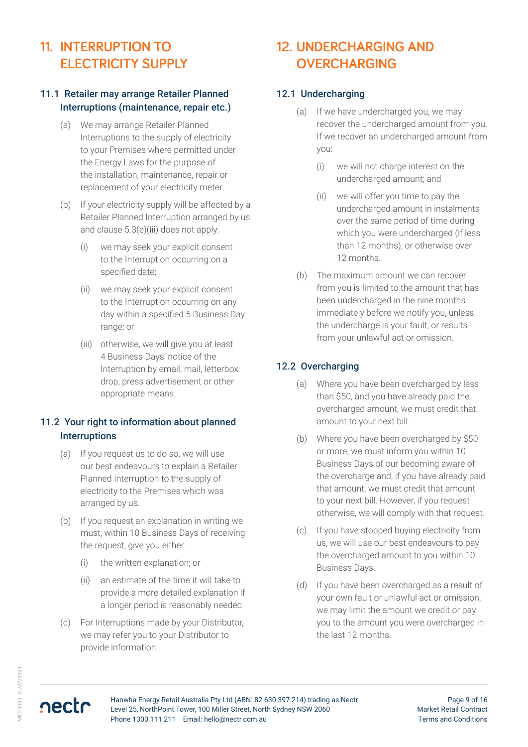## 11. INTERRUPTION TO ELECTRICITY SUPPLY

### 11.1 Retailer may arrange Retailer Planned Interruptions (maintenance, repair etc.)

(a) We may arrange Retailer Planned Interruptions to the supply of electricity to your Premises where permitted under the Energy Laws for the purpose of the installation, maintenance, repair or replacement of your electricity meter.

(b) If your electricity supply will be affected by a Retailer Planned Interruption arranged by us and clause 5.3(e)(iii) does not apply:

(i) we may seek your explicit consent to the Interruption occurring on a specified date;

(ii) we may seek your explicit consent to the Interruption occurring on any day within a specified 5 Business Day range; or

(iii) otherwise, we will give you at least 4 Business Days' notice of the Interruption by email, mail, letterbox drop, press advertisement or other appropriate means.

### 11.2 Your right to information about planned Interruptions

(a) If you request us to do so, we will use our best endeavours to explain a Retailer Planned Interruption to the supply of electricity to the Premises which was arranged by us.

(b) If you request an explanation in writing we must, within 10 Business Days of receiving the request, give you either:

(i) the written explanation; or

(ii) an estimate of the time it will take to provide a more detailed explanation if a longer period is reasonably needed.

(c) For Interruptions made by your Distributor, we may refer you to your Distributor to provide information.

## 12. UNDERCHARGING AND OVERCHARGING

### 12.1 Undercharging

(a) If we have undercharged you, we may recover the undercharged amount from you. If we recover an undercharged amount from you:

(i) we will not charge interest on the undercharged amount; and

(ii) we will offer you time to pay the undercharged amount in instalments over the same period of time during which you were undercharged (if less than 12 months), or otherwise over 12 months.

(b) The maximum amount we can recover from you is limited to the amount that has been undercharged in the nine months immediately before we notify you, unless the undercharge is your fault, or results from your unlawful act or omission.

### 12.2 Overcharging

(a) Where you have been overcharged by less than $50, and you have already paid the overcharged amount, we must credit that amount to your next bill.

(b) Where you have been overcharged by $50 or more, we must inform you within 10 Business Days of our becoming aware of the overcharge and, if you have already paid that amount, we must credit that amount to your next bill. However, if you request otherwise, we will comply with that request.

(c) If you have stopped buying electricity from us, we will use our best endeavours to pay the overcharged amount to you within 10 Business Days.

(d) If you have been overcharged as a result of your own fault or unlawful act or omission, we may limit the amount we credit or pay you to the amount you were overcharged in the last 12 months.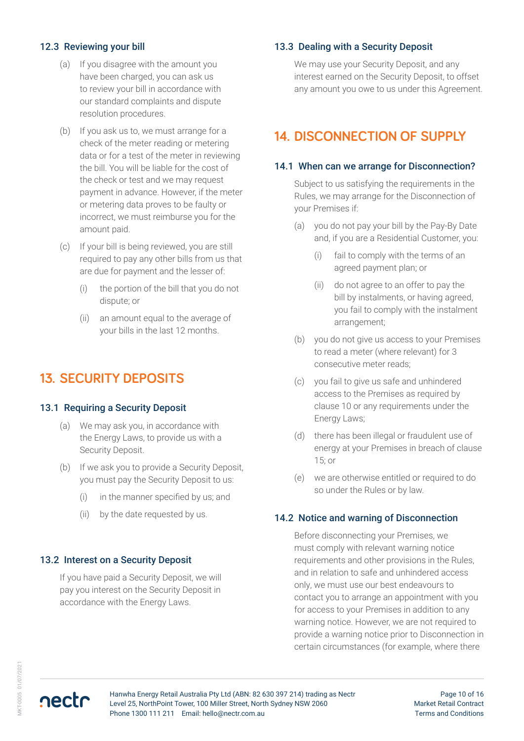### 12.3 Reviewing your bill

(a) If you disagree with the amount you have been charged, you can ask us to review your bill in accordance with our standard complaints and dispute resolution procedures.

(b) If you ask us to, we must arrange for a check of the meter reading or metering data or for a test of the meter in reviewing the bill. You will be liable for the cost of the check or test and we may request payment in advance. However, if the meter or metering data proves to be faulty or incorrect, we must reimburse you for the amount paid.

(c) If your bill is being reviewed, you are still required to pay any other bills from us that are due for payment and the lesser of:

(i) the portion of the bill that you do not dispute; or

(ii) an amount equal to the average of your bills in the last 12 months.

## 13. SECURITY DEPOSITS

### 13.1 Requiring a Security Deposit

(a) We may ask you, in accordance with the Energy Laws, to provide us with a Security Deposit.

(b) If we ask you to provide a Security Deposit, you must pay the Security Deposit to us:

(i) in the manner specified by us; and

(ii) by the date requested by us.

### 13.2 Interest on a Security Deposit

If you have paid a Security Deposit, we will pay you interest on the Security Deposit in accordance with the Energy Laws.

### 13.3 Dealing with a Security Deposit

We may use your Security Deposit, and any interest earned on the Security Deposit, to offset any amount you owe to us under this Agreement.

## 14. DISCONNECTION OF SUPPLY

### 14.1 When can we arrange for Disconnection?

Subject to us satisfying the requirements in the Rules, we may arrange for the Disconnection of your Premises if:

(a) you do not pay your bill by the Pay-By Date and, if you are a Residential Customer, you:

(i) fail to comply with the terms of an agreed payment plan; or

(ii) do not agree to an offer to pay the bill by instalments, or having agreed, you fail to comply with the instalment arrangement;

(b) you do not give us access to your Premises to read a meter (where relevant) for 3 consecutive meter reads;

(c) you fail to give us safe and unhindered access to the Premises as required by clause 10 or any requirements under the Energy Laws;

(d) there has been illegal or fraudulent use of energy at your Premises in breach of clause 15; or

(e) we are otherwise entitled or required to do so under the Rules or by law.

### 14.2 Notice and warning of Disconnection

Before disconnecting your Premises, we must comply with relevant warning notice requirements and other provisions in the Rules, and in relation to safe and unhindered access only, we must use our best endeavours to contact you to arrange an appointment with you for access to your Premises in addition to any warning notice. However, we are not required to provide a warning notice prior to Disconnection in certain circumstances (for example, where there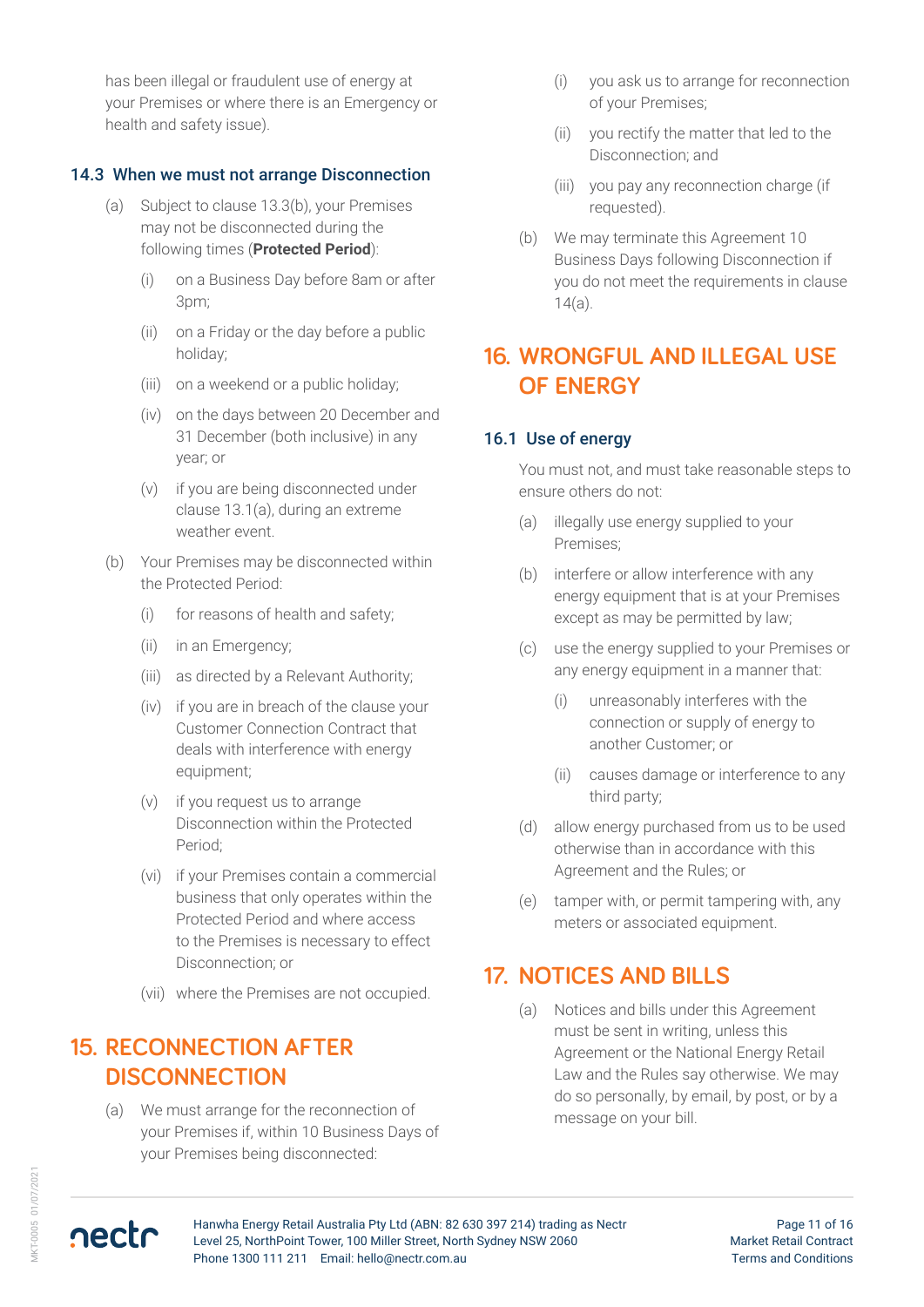has been illegal or fraudulent use of energy at your Premises or where there is an Emergency or health and safety issue).

### 14.3 When we must not arrange Disconnection

(a) Subject to clause 13.3(b), your Premises may not be disconnected during the following times (**Protected Period**):

  (i) on a Business Day before 8am or after 3pm;

  (ii) on a Friday or the day before a public holiday;

  (iii) on a weekend or a public holiday;

  (iv) on the days between 20 December and 31 December (both inclusive) in any year; or

  (v) if you are being disconnected under clause 13.1(a), during an extreme weather event.

(b) Your Premises may be disconnected within the Protected Period:

  (i) for reasons of health and safety;

  (ii) in an Emergency;

  (iii) as directed by a Relevant Authority;

  (iv) if you are in breach of the clause your Customer Connection Contract that deals with interference with energy equipment;

  (v) if you request us to arrange Disconnection within the Protected Period;

  (vi) if your Premises contain a commercial business that only operates within the Protected Period and where access to the Premises is necessary to effect Disconnection; or

  (vii) where the Premises are not occupied.

## 15. RECONNECTION AFTER DISCONNECTION

(a) We must arrange for the reconnection of your Premises if, within 10 Business Days of your Premises being disconnected:

  (i) you ask us to arrange for reconnection of your Premises;

  (ii) you rectify the matter that led to the Disconnection; and

  (iii) you pay any reconnection charge (if requested).

(b) We may terminate this Agreement 10 Business Days following Disconnection if you do not meet the requirements in clause 14(a).

## 16. WRONGFUL AND ILLEGAL USE OF ENERGY

### 16.1 Use of energy

You must not, and must take reasonable steps to ensure others do not:

(a) illegally use energy supplied to your Premises;

(b) interfere or allow interference with any energy equipment that is at your Premises except as may be permitted by law;

(c) use the energy supplied to your Premises or any energy equipment in a manner that:

  (i) unreasonably interferes with the connection or supply of energy to another Customer; or

  (ii) causes damage or interference to any third party;

(d) allow energy purchased from us to be used otherwise than in accordance with this Agreement and the Rules; or

(e) tamper with, or permit tampering with, any meters or associated equipment.

## 17. NOTICES AND BILLS

(a) Notices and bills under this Agreement must be sent in writing, unless this Agreement or the National Energy Retail Law and the Rules say otherwise. We may do so personally, by email, by post, or by a message on your bill.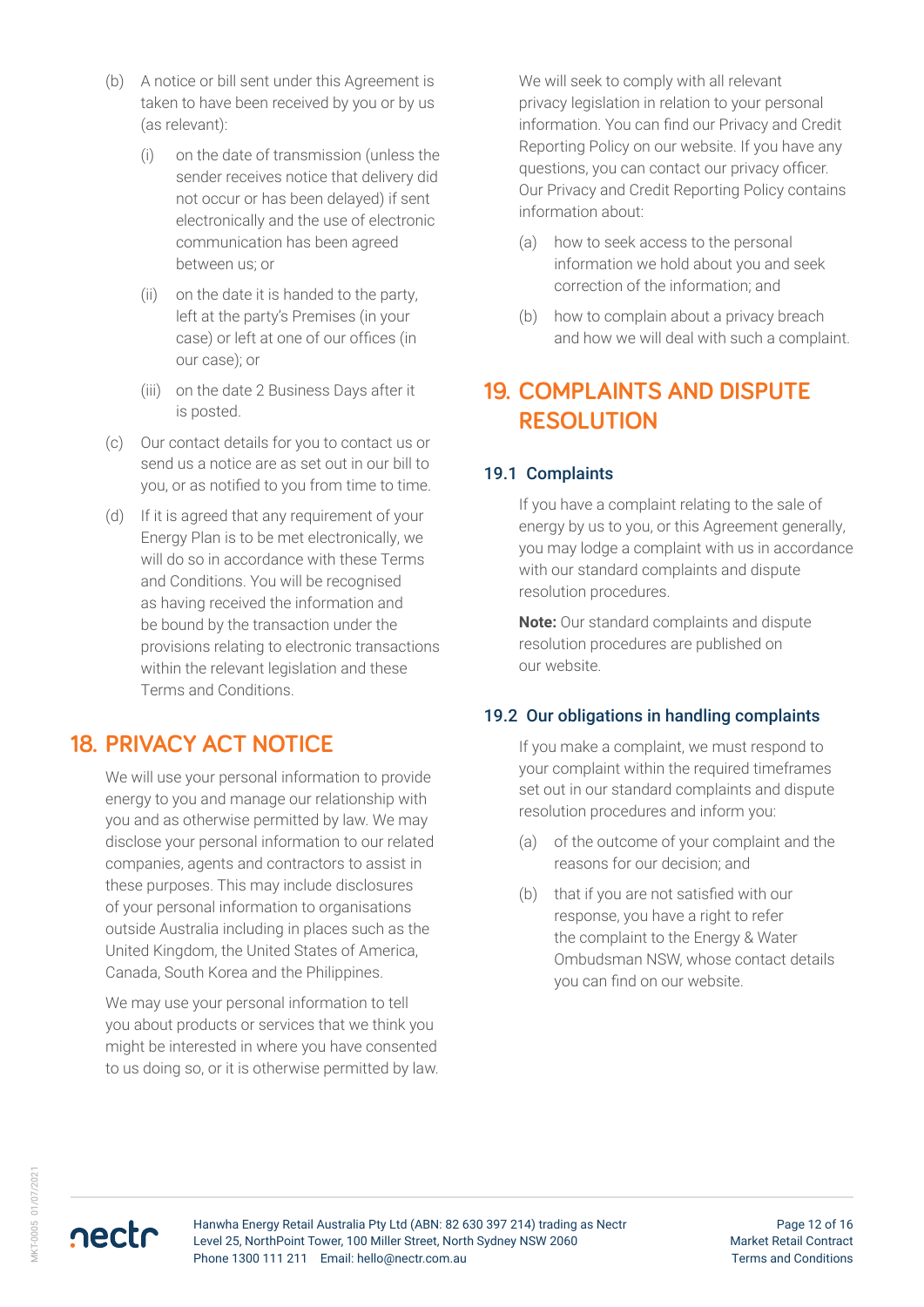(b) A notice or bill sent under this Agreement is taken to have been received by you or by us (as relevant):

   (i) on the date of transmission (unless the sender receives notice that delivery did not occur or has been delayed) if sent electronically and the use of electronic communication has been agreed between us; or

   (ii) on the date it is handed to the party, left at the party's Premises (in your case) or left at one of our offices (in our case); or

   (iii) on the date 2 Business Days after it is posted.

(c) Our contact details for you to contact us or send us a notice are as set out in our bill to you, or as notified to you from time to time.

(d) If it is agreed that any requirement of your Energy Plan is to be met electronically, we will do so in accordance with these Terms and Conditions. You will be recognised as having received the information and be bound by the transaction under the provisions relating to electronic transactions within the relevant legislation and these Terms and Conditions.

## 18. PRIVACY ACT NOTICE

We will use your personal information to provide energy to you and manage our relationship with you and as otherwise permitted by law. We may disclose your personal information to our related companies, agents and contractors to assist in these purposes. This may include disclosures of your personal information to organisations outside Australia including in places such as the United Kingdom, the United States of America, Canada, South Korea and the Philippines.

We may use your personal information to tell you about products or services that we think you might be interested in where you have consented to us doing so, or it is otherwise permitted by law.

We will seek to comply with all relevant privacy legislation in relation to your personal information. You can find our Privacy and Credit Reporting Policy on our website. If you have any questions, you can contact our privacy officer. Our Privacy and Credit Reporting Policy contains information about:

(a) how to seek access to the personal information we hold about you and seek correction of the information; and

(b) how to complain about a privacy breach and how we will deal with such a complaint.

## 19. COMPLAINTS AND DISPUTE RESOLUTION

### 19.1 Complaints

If you have a complaint relating to the sale of energy by us to you, or this Agreement generally, you may lodge a complaint with us in accordance with our standard complaints and dispute resolution procedures.

**Note:** Our standard complaints and dispute resolution procedures are published on our website.

### 19.2 Our obligations in handling complaints

If you make a complaint, we must respond to your complaint within the required timeframes set out in our standard complaints and dispute resolution procedures and inform you:

(a) of the outcome of your complaint and the reasons for our decision; and

(b) that if you are not satisfied with our response, you have a right to refer the complaint to the Energy & Water Ombudsman NSW, whose contact details you can find on our website.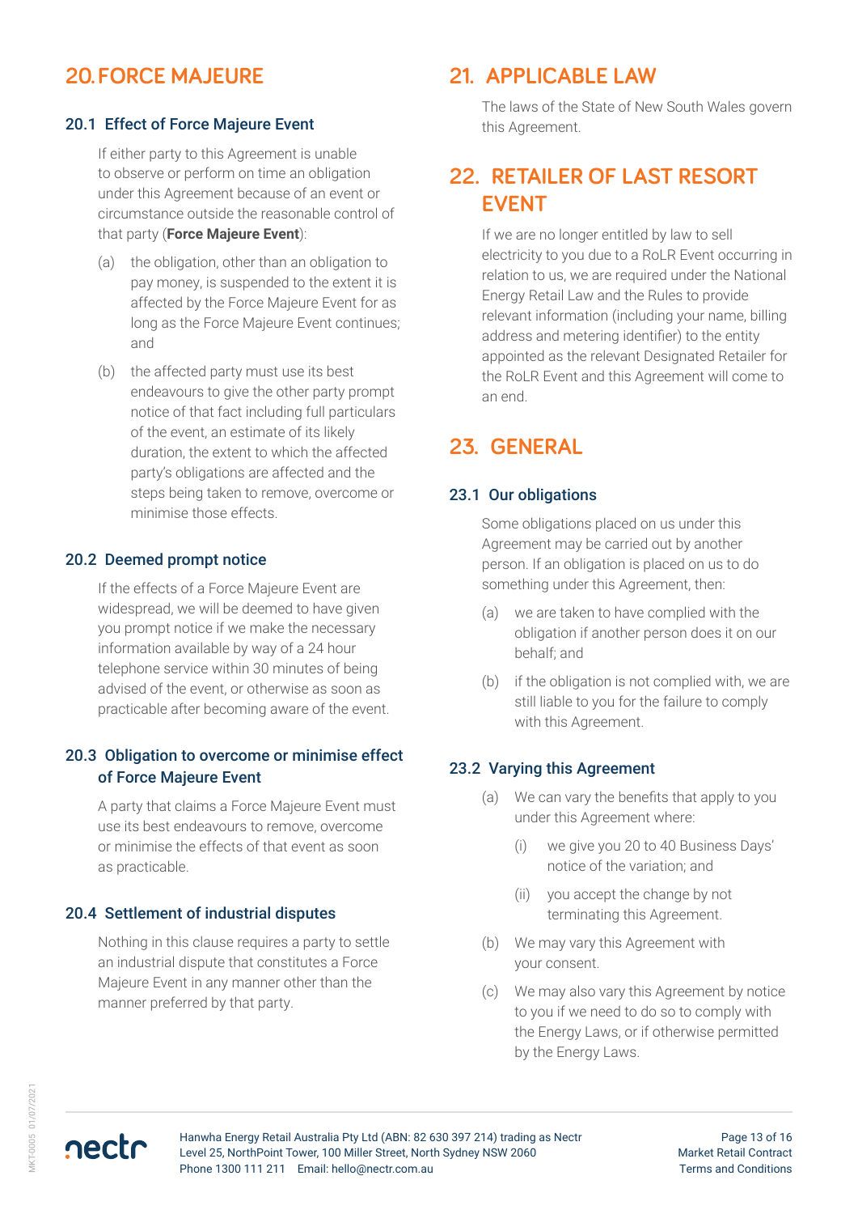# 20. FORCE MAJEURE

## 20.1 Effect of Force Majeure Event

If either party to this Agreement is unable to observe or perform on time an obligation under this Agreement because of an event or circumstance outside the reasonable control of that party (**Force Majeure Event**):

(a) the obligation, other than an obligation to pay money, is suspended to the extent it is affected by the Force Majeure Event for as long as the Force Majeure Event continues; and

(b) the affected party must use its best endeavours to give the other party prompt notice of that fact including full particulars of the event, an estimate of its likely duration, the extent to which the affected party's obligations are affected and the steps being taken to remove, overcome or minimise those effects.

## 20.2 Deemed prompt notice

If the effects of a Force Majeure Event are widespread, we will be deemed to have given you prompt notice if we make the necessary information available by way of a 24 hour telephone service within 30 minutes of being advised of the event, or otherwise as soon as practicable after becoming aware of the event.

## 20.3 Obligation to overcome or minimise effect of Force Majeure Event

A party that claims a Force Majeure Event must use its best endeavours to remove, overcome or minimise the effects of that event as soon as practicable.

## 20.4 Settlement of industrial disputes

Nothing in this clause requires a party to settle an industrial dispute that constitutes a Force Majeure Event in any manner other than the manner preferred by that party.

# 21. APPLICABLE LAW

The laws of the State of New South Wales govern this Agreement.

# 22. RETAILER OF LAST RESORT EVENT

If we are no longer entitled by law to sell electricity to you due to a RoLR Event occurring in relation to us, we are required under the National Energy Retail Law and the Rules to provide relevant information (including your name, billing address and metering identifier) to the entity appointed as the relevant Designated Retailer for the RoLR Event and this Agreement will come to an end.

# 23. GENERAL

## 23.1 Our obligations

Some obligations placed on us under this Agreement may be carried out by another person. If an obligation is placed on us to do something under this Agreement, then:

(a) we are taken to have complied with the obligation if another person does it on our behalf; and

(b) if the obligation is not complied with, we are still liable to you for the failure to comply with this Agreement.

## 23.2 Varying this Agreement

(a) We can vary the benefits that apply to you under this Agreement where:

  (i) we give you 20 to 40 Business Days' notice of the variation; and

  (ii) you accept the change by not terminating this Agreement.

(b) We may vary this Agreement with your consent.

(c) We may also vary this Agreement by notice to you if we need to do so to comply with the Energy Laws, or if otherwise permitted by the Energy Laws.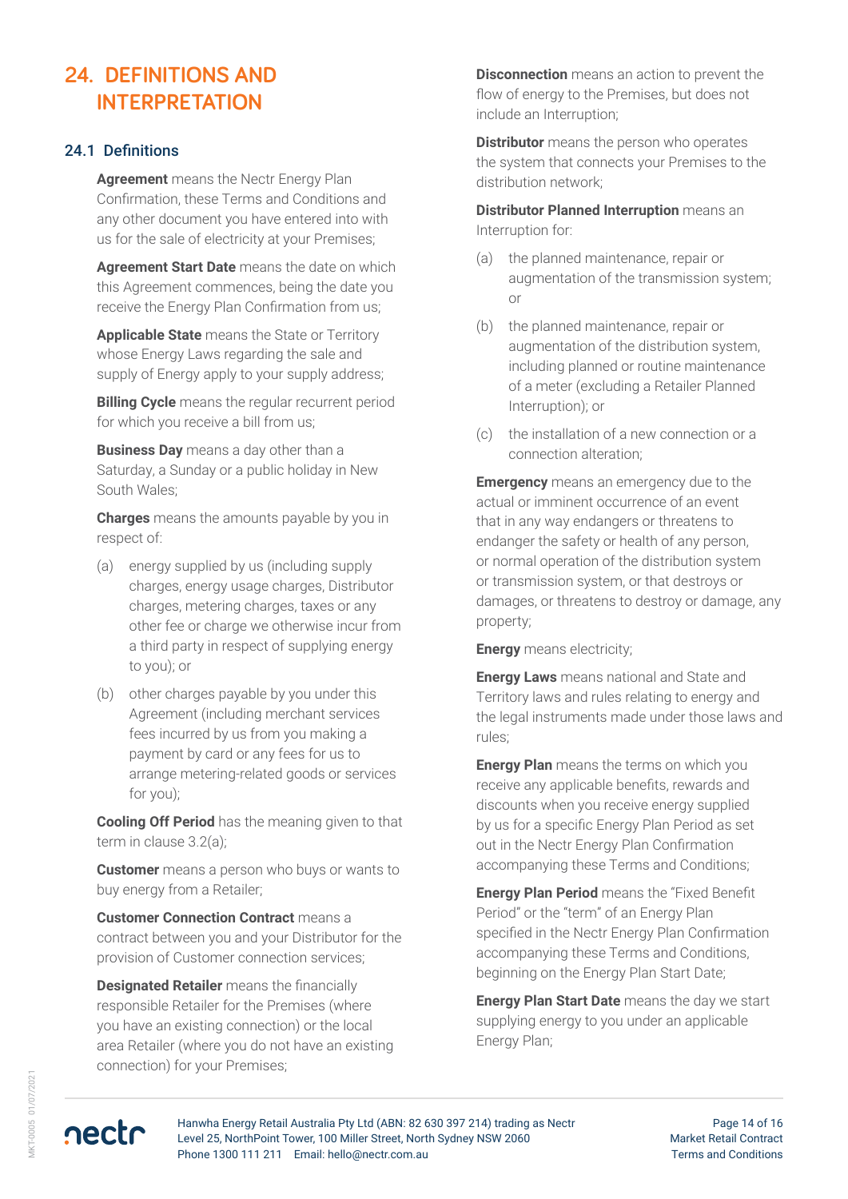# 24. DEFINITIONS AND INTERPRETATION

## 24.1 Definitions

**Agreement** means the Nectr Energy Plan Confirmation, these Terms and Conditions and any other document you have entered into with us for the sale of electricity at your Premises;

**Agreement Start Date** means the date on which this Agreement commences, being the date you receive the Energy Plan Confirmation from us;

**Applicable State** means the State or Territory whose Energy Laws regarding the sale and supply of Energy apply to your supply address;

**Billing Cycle** means the regular recurrent period for which you receive a bill from us;

**Business Day** means a day other than a Saturday, a Sunday or a public holiday in New South Wales;

**Charges** means the amounts payable by you in respect of:

(a) energy supplied by us (including supply charges, energy usage charges, Distributor charges, metering charges, taxes or any other fee or charge we otherwise incur from a third party in respect of supplying energy to you); or

(b) other charges payable by you under this Agreement (including merchant services fees incurred by us from you making a payment by card or any fees for us to arrange metering-related goods or services for you);

**Cooling Off Period** has the meaning given to that term in clause 3.2(a);

**Customer** means a person who buys or wants to buy energy from a Retailer;

**Customer Connection Contract** means a contract between you and your Distributor for the provision of Customer connection services;

**Designated Retailer** means the financially responsible Retailer for the Premises (where you have an existing connection) or the local area Retailer (where you do not have an existing connection) for your Premises;

**Disconnection** means an action to prevent the flow of energy to the Premises, but does not include an Interruption;

**Distributor** means the person who operates the system that connects your Premises to the distribution network;

**Distributor Planned Interruption** means an Interruption for:

(a) the planned maintenance, repair or augmentation of the transmission system; or

(b) the planned maintenance, repair or augmentation of the distribution system, including planned or routine maintenance of a meter (excluding a Retailer Planned Interruption); or

(c) the installation of a new connection or a connection alteration;

**Emergency** means an emergency due to the actual or imminent occurrence of an event that in any way endangers or threatens to endanger the safety or health of any person, or normal operation of the distribution system or transmission system, or that destroys or damages, or threatens to destroy or damage, any property;

**Energy** means electricity;

**Energy Laws** means national and State and Territory laws and rules relating to energy and the legal instruments made under those laws and rules;

**Energy Plan** means the terms on which you receive any applicable benefits, rewards and discounts when you receive energy supplied by us for a specific Energy Plan Period as set out in the Nectr Energy Plan Confirmation accompanying these Terms and Conditions;

**Energy Plan Period** means the "Fixed Benefit Period" or the "term" of an Energy Plan specified in the Nectr Energy Plan Confirmation accompanying these Terms and Conditions, beginning on the Energy Plan Start Date;

**Energy Plan Start Date** means the day we start supplying energy to you under an applicable Energy Plan;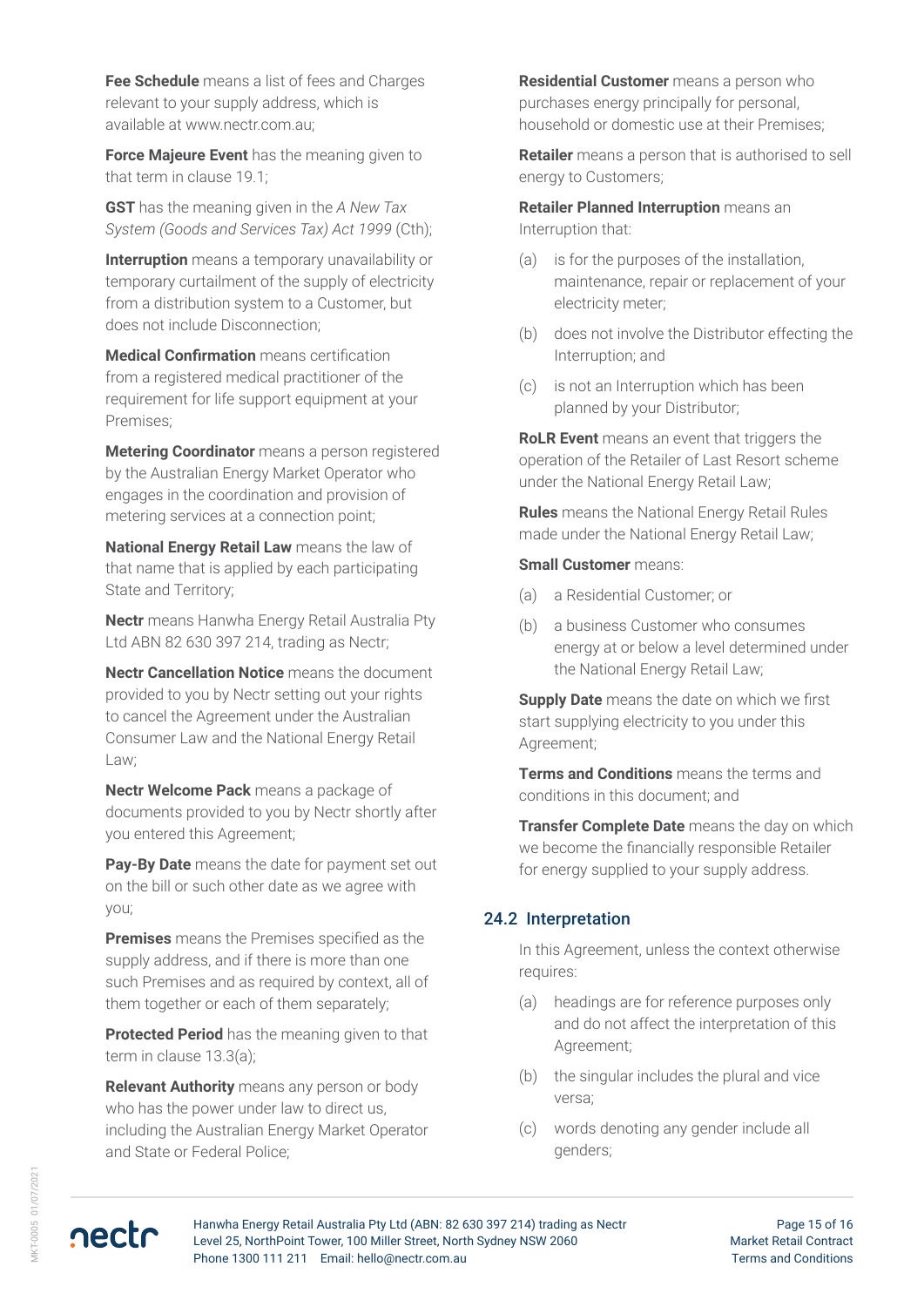**Fee Schedule** means a list of fees and Charges relevant to your supply address, which is available at www.nectr.com.au;

**Force Majeure Event** has the meaning given to that term in clause 19.1;

**GST** has the meaning given in the *A New Tax System (Goods and Services Tax) Act 1999* (Cth);

**Interruption** means a temporary unavailability or temporary curtailment of the supply of electricity from a distribution system to a Customer, but does not include Disconnection;

**Medical Confirmation** means certification from a registered medical practitioner of the requirement for life support equipment at your Premises;

**Metering Coordinator** means a person registered by the Australian Energy Market Operator who engages in the coordination and provision of metering services at a connection point;

**National Energy Retail Law** means the law of that name that is applied by each participating State and Territory;

**Nectr** means Hanwha Energy Retail Australia Pty Ltd ABN 82 630 397 214, trading as Nectr;

**Nectr Cancellation Notice** means the document provided to you by Nectr setting out your rights to cancel the Agreement under the Australian Consumer Law and the National Energy Retail Law;

**Nectr Welcome Pack** means a package of documents provided to you by Nectr shortly after you entered this Agreement;

**Pay-By Date** means the date for payment set out on the bill or such other date as we agree with you;

**Premises** means the Premises specified as the supply address, and if there is more than one such Premises and as required by context, all of them together or each of them separately;

**Protected Period** has the meaning given to that term in clause 13.3(a);

**Relevant Authority** means any person or body who has the power under law to direct us, including the Australian Energy Market Operator and State or Federal Police;

**Residential Customer** means a person who purchases energy principally for personal, household or domestic use at their Premises;

**Retailer** means a person that is authorised to sell energy to Customers;

**Retailer Planned Interruption** means an Interruption that:

(a) is for the purposes of the installation, maintenance, repair or replacement of your electricity meter;

(b) does not involve the Distributor effecting the Interruption; and

(c) is not an Interruption which has been planned by your Distributor;

**RoLR Event** means an event that triggers the operation of the Retailer of Last Resort scheme under the National Energy Retail Law;

**Rules** means the National Energy Retail Rules made under the National Energy Retail Law;

**Small Customer** means:

(a) a Residential Customer; or

(b) a business Customer who consumes energy at or below a level determined under the National Energy Retail Law;

**Supply Date** means the date on which we first start supplying electricity to you under this Agreement;

**Terms and Conditions** means the terms and conditions in this document; and

**Transfer Complete Date** means the day on which we become the financially responsible Retailer for energy supplied to your supply address.

## 24.2 Interpretation

In this Agreement, unless the context otherwise requires:

(a) headings are for reference purposes only and do not affect the interpretation of this Agreement;

(b) the singular includes the plural and vice versa;

(c) words denoting any gender include all genders;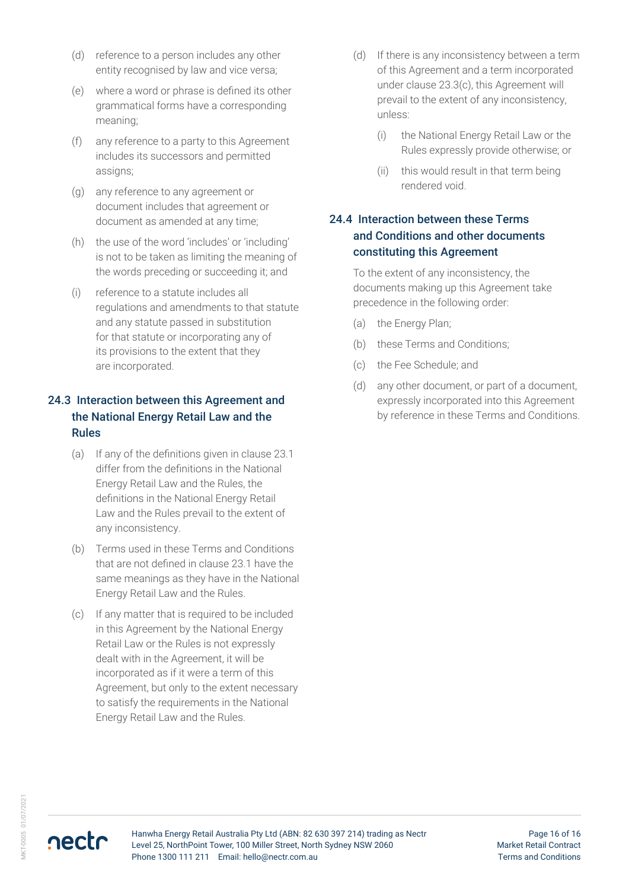(d) reference to a person includes any other entity recognised by law and vice versa;

(e) where a word or phrase is defined its other grammatical forms have a corresponding meaning;

(f) any reference to a party to this Agreement includes its successors and permitted assigns;

(g) any reference to any agreement or document includes that agreement or document as amended at any time;

(h) the use of the word 'includes' or 'including' is not to be taken as limiting the meaning of the words preceding or succeeding it; and

(i) reference to a statute includes all regulations and amendments to that statute and any statute passed in substitution for that statute or incorporating any of its provisions to the extent that they are incorporated.

### 24.3 Interaction between this Agreement and the National Energy Retail Law and the Rules

(a) If any of the definitions given in clause 23.1 differ from the definitions in the National Energy Retail Law and the Rules, the definitions in the National Energy Retail Law and the Rules prevail to the extent of any inconsistency.

(b) Terms used in these Terms and Conditions that are not defined in clause 23.1 have the same meanings as they have in the National Energy Retail Law and the Rules.

(c) If any matter that is required to be included in this Agreement by the National Energy Retail Law or the Rules is not expressly dealt with in the Agreement, it will be incorporated as if it were a term of this Agreement, but only to the extent necessary to satisfy the requirements in the National Energy Retail Law and the Rules.

(d) If there is any inconsistency between a term of this Agreement and a term incorporated under clause 23.3(c), this Agreement will prevail to the extent of any inconsistency, unless:

(i) the National Energy Retail Law or the Rules expressly provide otherwise; or

(ii) this would result in that term being rendered void.

### 24.4 Interaction between these Terms and Conditions and other documents constituting this Agreement

To the extent of any inconsistency, the documents making up this Agreement take precedence in the following order:

(a) the Energy Plan;

(b) these Terms and Conditions;

(c) the Fee Schedule; and

(d) any other document, or part of a document, expressly incorporated into this Agreement by reference in these Terms and Conditions.